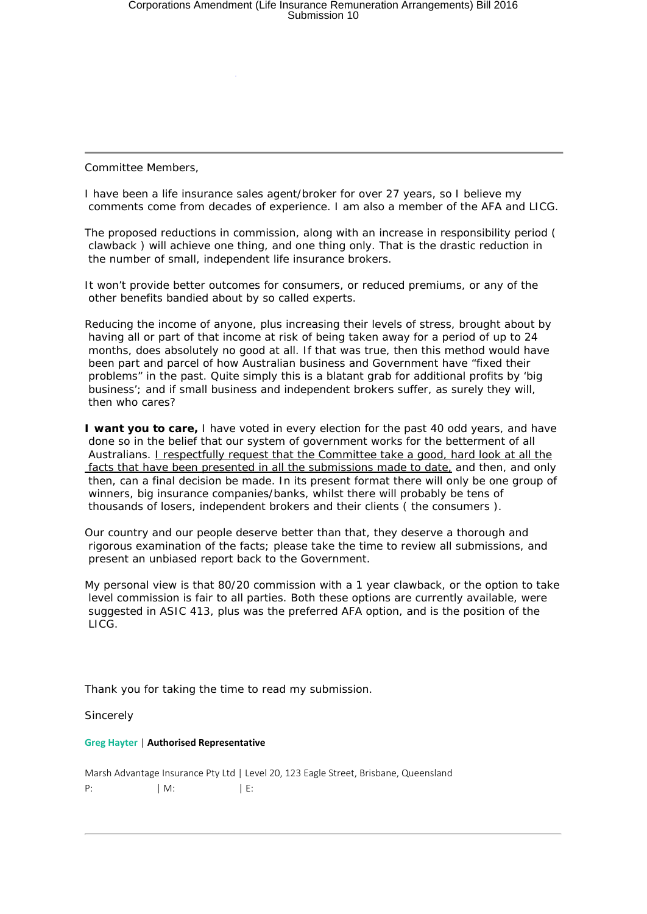Committee Members,

I have been a life insurance sales agent/broker for over 27 years, so I believe my comments come from decades of experience. I am also a member of the AFA and LICG.

The proposed reductions in commission, along with an increase in responsibility period ( clawback ) will achieve one thing, and one thing only. That is the drastic reduction in the number of small, independent life insurance brokers.

It won't provide better outcomes for consumers, or reduced premiums, or any of the other benefits bandied about by so called experts.

Reducing the income of anyone, plus increasing their levels of stress, brought about by having all or part of that income at risk of being taken away for a period of up to 24 months, does absolutely no good at all. If that was true, then this method would have been part and parcel of how Australian business and Government have "fixed their problems" in the past. Quite simply this is a blatant grab for additional profits by 'big business'; and if small business and independent brokers suffer, as surely they will, then who cares?

**I want you to care,** I have voted in every election for the past 40 odd years, and have done so in the belief that our system of government works for the betterment of all Australians. I respectfully request that the Committee take a good, hard look at all the facts that have been presented in all the submissions made to date, and then, and only then, can a final decision be made. In its present format there will only be one group of winners, big insurance companies/banks, whilst there will probably be tens of thousands of losers, independent brokers and their clients ( the consumers ).

Our country and our people deserve better than that, they deserve a thorough and rigorous examination of the facts; please take the time to review all submissions, and present an unbiased report back to the Government.

My personal view is that 80/20 commission with a 1 year clawback, or the option to take level commission is fair to all parties. Both these options are currently available, were suggested in ASIC 413, plus was the preferred AFA option, and is the position of the LICG.

Thank you for taking the time to read my submission.

Sincerely

**Greg Hayter** | **Authorised Representative**

Marsh Advantage Insurance Pty Ltd | Level 20, 123 Eagle Street, Brisbane, Queensland

P: | M: | E: